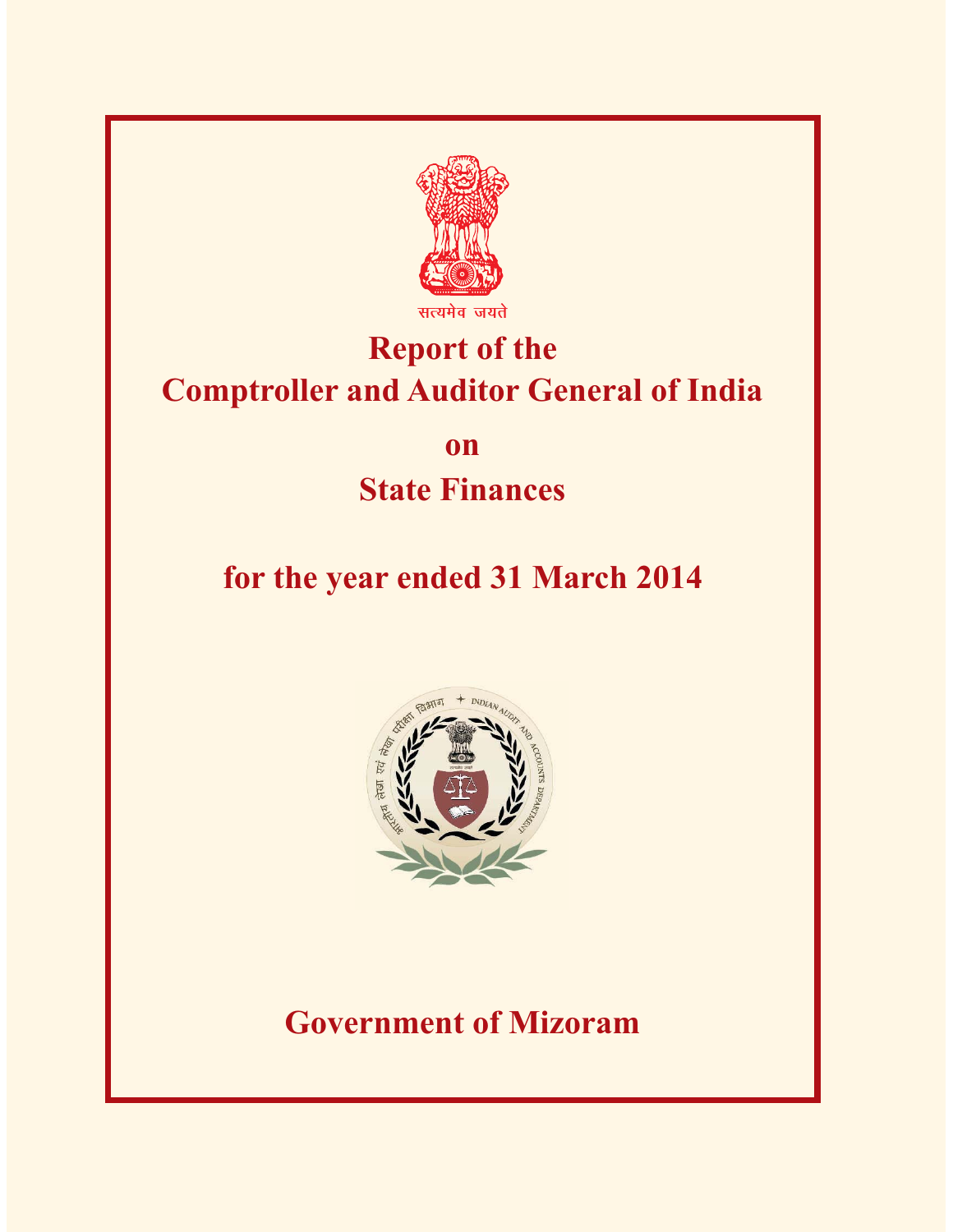सत्यमेव जयते

# Report of the Comptroller and Auditor General of India

## on

## State Finances

## for the year ended 31 March 2014

भारतीय लेखा एवं लेखा परीक्षा विभाग ✦ INDIAN AUDIT AND ACCOUNTS DEPARTMENT

## Government of Mizoram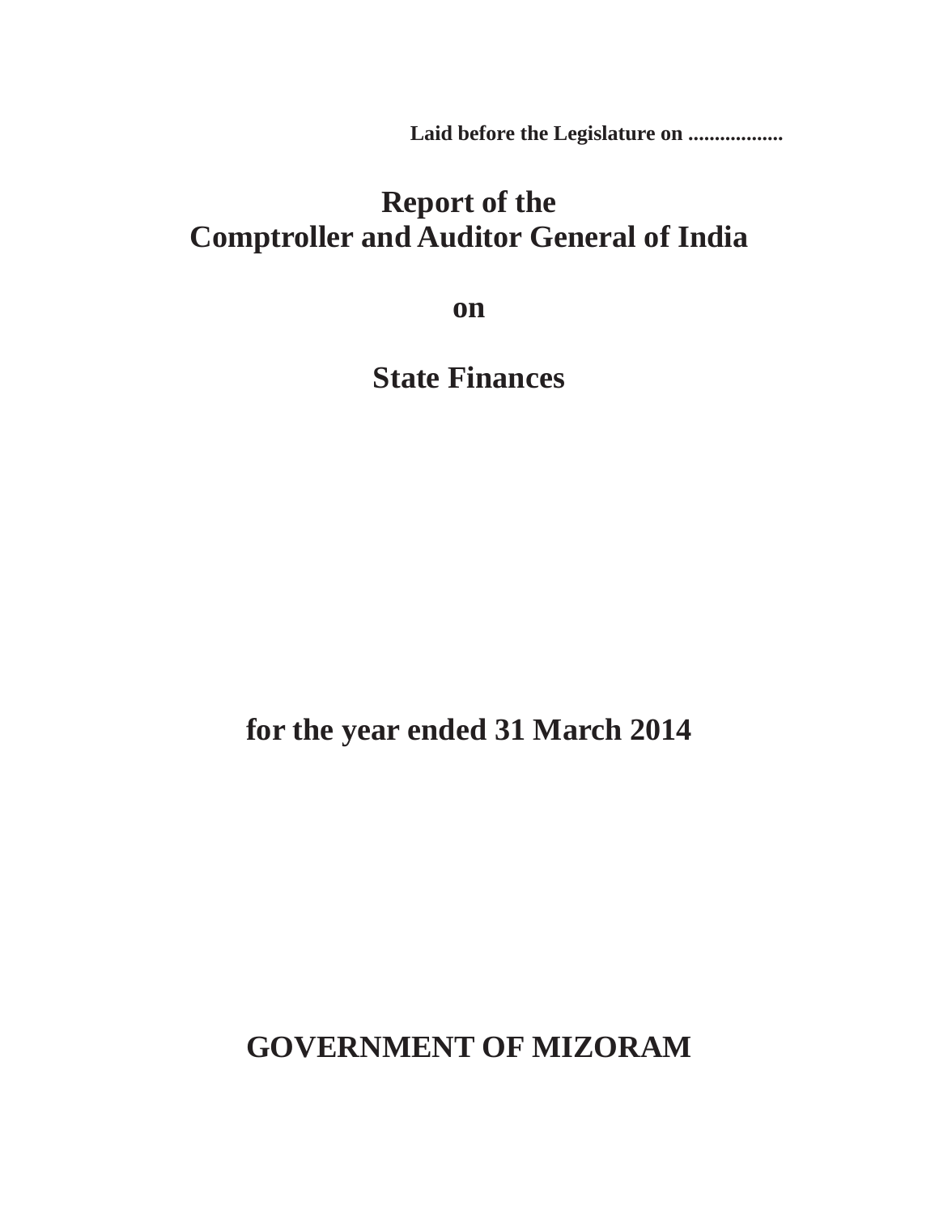**Laid before the Legislature on ..................**

# Report of the
# Comptroller and Auditor General of India

## on

## State Finances

## for the year ended 31 March 2014

## GOVERNMENT OF MIZORAM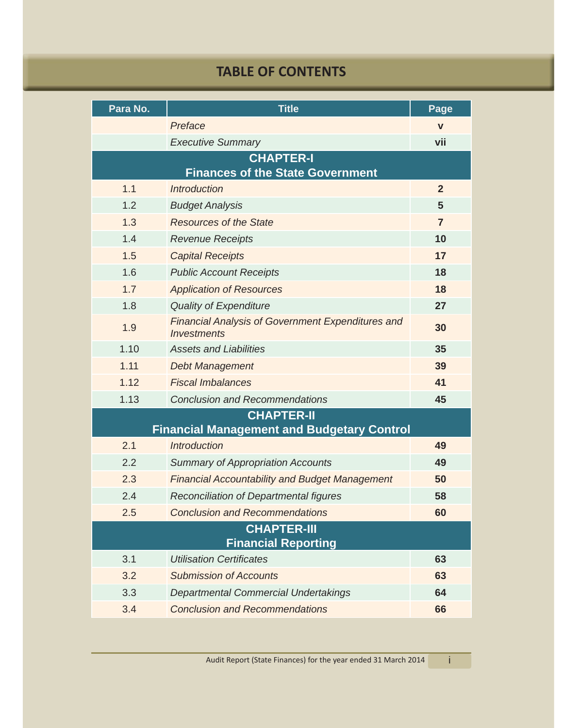# TABLE OF CONTENTS

| Para No. | Title | Page |
|---|---|---|
| | *Preface* | **v** |
| | *Executive Summary* | **vii** |
| **CHAPTER-I Finances of the State Government** | | |
| 1.1 | *Introduction* | **2** |
| 1.2 | *Budget Analysis* | **5** |
| 1.3 | *Resources of the State* | **7** |
| 1.4 | *Revenue Receipts* | **10** |
| 1.5 | *Capital Receipts* | **17** |
| 1.6 | *Public Account Receipts* | **18** |
| 1.7 | *Application of Resources* | **18** |
| 1.8 | *Quality of Expenditure* | **27** |
| 1.9 | *Financial Analysis of Government Expenditures and Investments* | **30** |
| 1.10 | *Assets and Liabilities* | **35** |
| 1.11 | *Debt Management* | **39** |
| 1.12 | *Fiscal Imbalances* | **41** |
| 1.13 | *Conclusion and Recommendations* | **45** |
| **CHAPTER-II Financial Management and Budgetary Control** | | |
| 2.1 | *Introduction* | **49** |
| 2.2 | *Summary of Appropriation Accounts* | **49** |
| 2.3 | *Financial Accountability and Budget Management* | **50** |
| 2.4 | *Reconciliation of Departmental figures* | **58** |
| 2.5 | *Conclusion and Recommendations* | **60** |
| **CHAPTER-III Financial Reporting** | | |
| 3.1 | *Utilisation Certificates* | **63** |
| 3.2 | *Submission of Accounts* | **63** |
| 3.3 | *Departmental Commercial Undertakings* | **64** |
| 3.4 | *Conclusion and Recommendations* | **66** |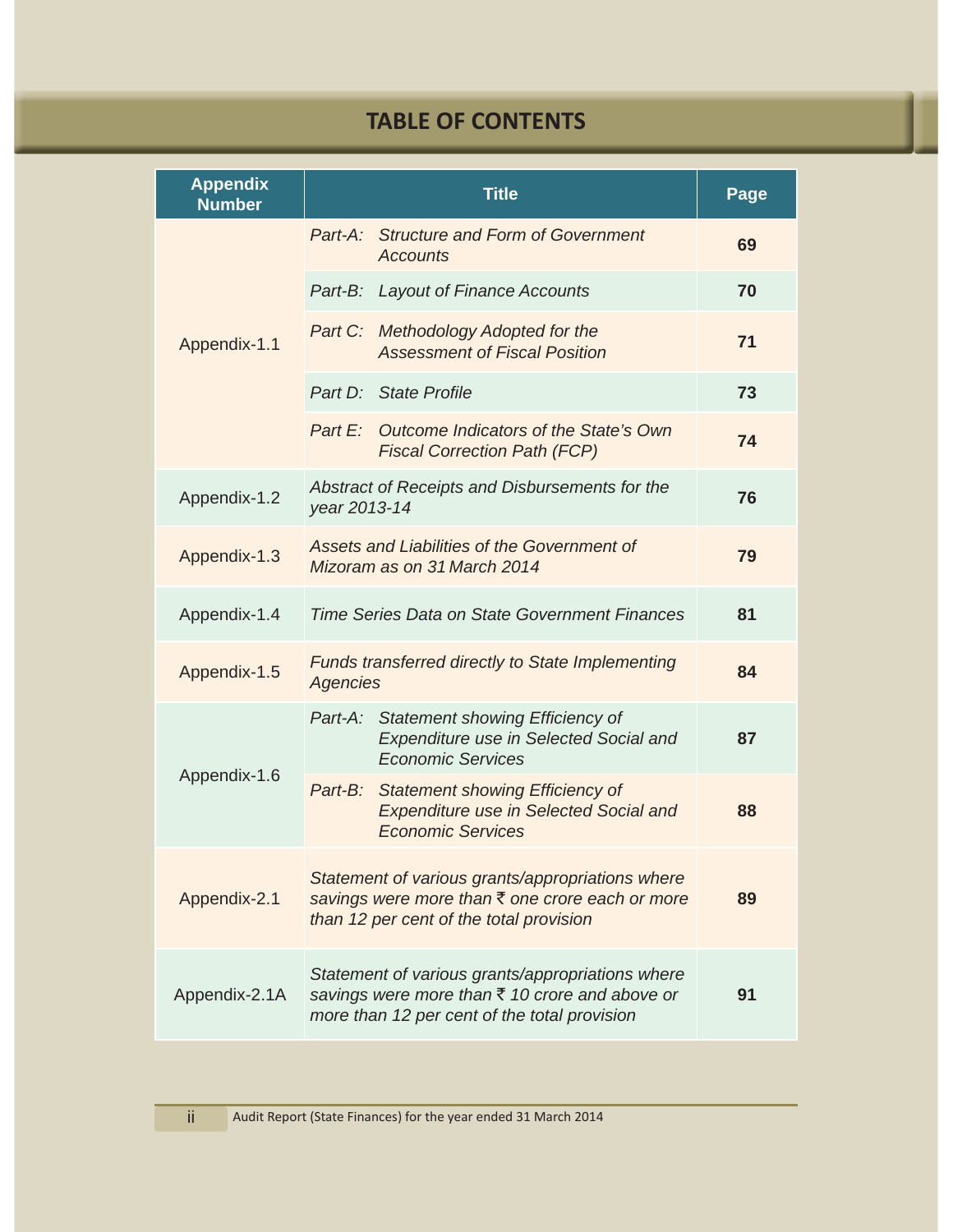# TABLE OF CONTENTS

| Appendix Number | Title | Page |
|---|---|---|
| Appendix-1.1 | *Part-A: Structure and Form of Government Accounts* | **69** |
| | *Part-B: Layout of Finance Accounts* | **70** |
| | *Part C: Methodology Adopted for the Assessment of Fiscal Position* | **71** |
| | *Part D: State Profile* | **73** |
| | *Part E: Outcome Indicators of the State's Own Fiscal Correction Path (FCP)* | **74** |
| Appendix-1.2 | *Abstract of Receipts and Disbursements for the year 2013-14* | **76** |
| Appendix-1.3 | *Assets and Liabilities of the Government of Mizoram as on 31 March 2014* | **79** |
| Appendix-1.4 | *Time Series Data on State Government Finances* | **81** |
| Appendix-1.5 | *Funds transferred directly to State Implementing Agencies* | **84** |
| Appendix-1.6 | *Part-A: Statement showing Efficiency of Expenditure use in Selected Social and Economic Services* | **87** |
| | *Part-B: Statement showing Efficiency of Expenditure use in Selected Social and Economic Services* | **88** |
| Appendix-2.1 | *Statement of various grants/appropriations where savings were more than ₹ one crore each or more than 12 per cent of the total provision* | **89** |
| Appendix-2.1A | *Statement of various grants/appropriations where savings were more than ₹ 10 crore and above or more than 12 per cent of the total provision* | **91** |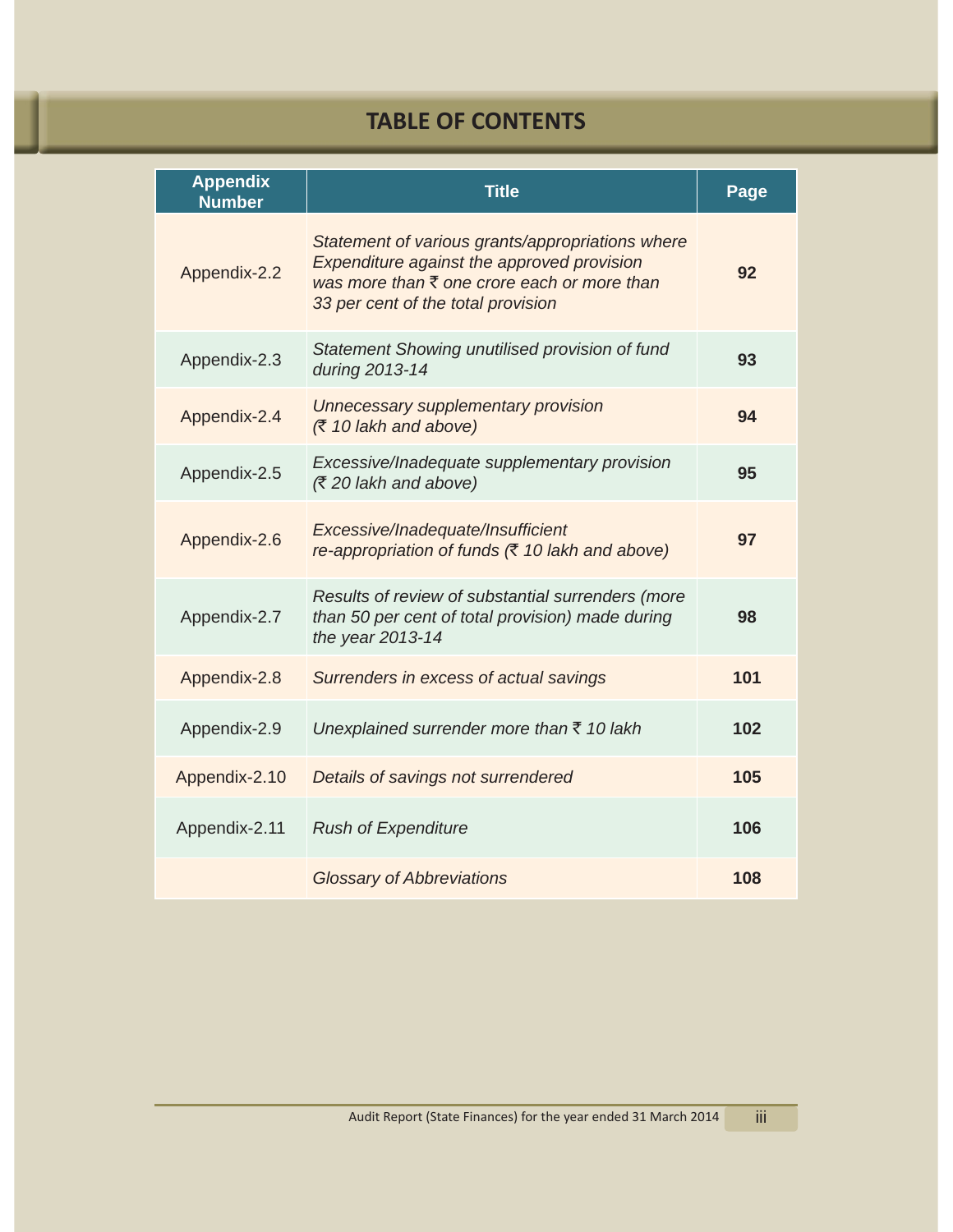# TABLE OF CONTENTS

| Appendix Number | Title | Page |
|---|---|---|
| Appendix-2.2 | *Statement of various grants/appropriations where Expenditure against the approved provision was more than ₹ one crore each or more than 33 per cent of the total provision* | **92** |
| Appendix-2.3 | *Statement Showing unutilised provision of fund during 2013-14* | **93** |
| Appendix-2.4 | *Unnecessary supplementary provision (₹ 10 lakh and above)* | **94** |
| Appendix-2.5 | *Excessive/Inadequate supplementary provision (₹ 20 lakh and above)* | **95** |
| Appendix-2.6 | *Excessive/Inadequate/Insufficient re-appropriation of funds (₹ 10 lakh and above)* | **97** |
| Appendix-2.7 | *Results of review of substantial surrenders (more than 50 per cent of total provision) made during the year 2013-14* | **98** |
| Appendix-2.8 | *Surrenders in excess of actual savings* | **101** |
| Appendix-2.9 | *Unexplained surrender more than ₹ 10 lakh* | **102** |
| Appendix-2.10 | *Details of savings not surrendered* | **105** |
| Appendix-2.11 | *Rush of Expenditure* | **106** |
| | *Glossary of Abbreviations* | **108** |